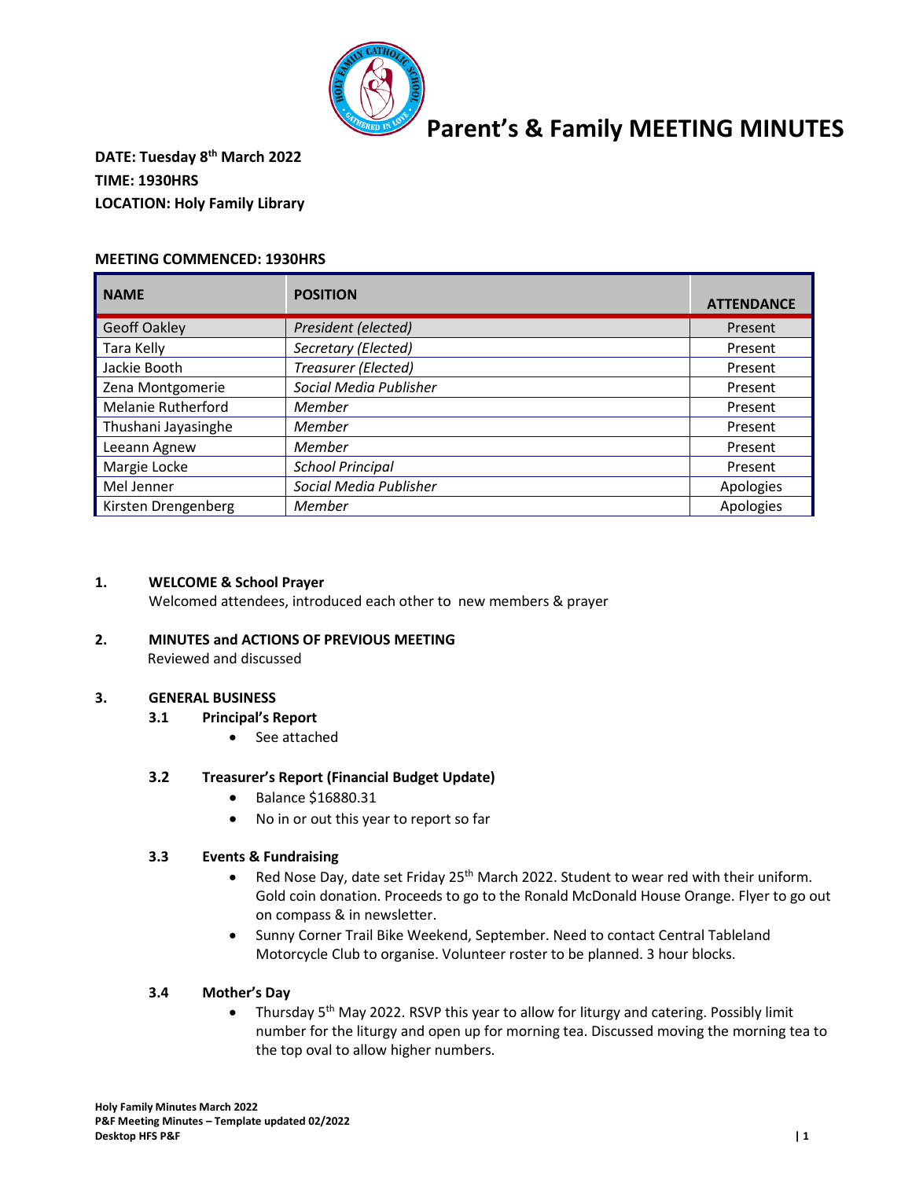# Parent's & Family MEETING MINUTES

**DATE: Tuesday 8th March 2022**
**TIME: 1930HRS**
**LOCATION: Holy Family Library**

**MEETING COMMENCED: 1930HRS**

| NAME | POSITION | ATTENDANCE |
|---|---|---|
| Geoff Oakley | *President (elected)* | Present |
| Tara Kelly | *Secretary (Elected)* | Present |
| Jackie Booth | *Treasurer (Elected)* | Present |
| Zena Montgomerie | *Social Media Publisher* | Present |
| Melanie Rutherford | *Member* | Present |
| Thushani Jayasinghe | *Member* | Present |
| Leeann Agnew | *Member* | Present |
| Margie Locke | *School Principal* | Present |
| Mel Jenner | *Social Media Publisher* | Apologies |
| Kirsten Drengenberg | *Member* | Apologies |

## 1. WELCOME & School Prayer

Welcomed attendees, introduced each other to new members & prayer

## 2. MINUTES and ACTIONS OF PREVIOUS MEETING

Reviewed and discussed

## 3. GENERAL BUSINESS

### 3.1 Principal's Report

- See attached

### 3.2 Treasurer's Report (Financial Budget Update)

- Balance $16880.31
- No in or out this year to report so far

### 3.3 Events & Fundraising

- Red Nose Day, date set Friday 25th March 2022. Student to wear red with their uniform. Gold coin donation. Proceeds to go to the Ronald McDonald House Orange. Flyer to go out on compass & in newsletter.
- Sunny Corner Trail Bike Weekend, September. Need to contact Central Tableland Motorcycle Club to organise. Volunteer roster to be planned. 3 hour blocks.

### 3.4 Mother's Day

- Thursday 5th May 2022. RSVP this year to allow for liturgy and catering. Possibly limit number for the liturgy and open up for morning tea. Discussed moving the morning tea to the top oval to allow higher numbers.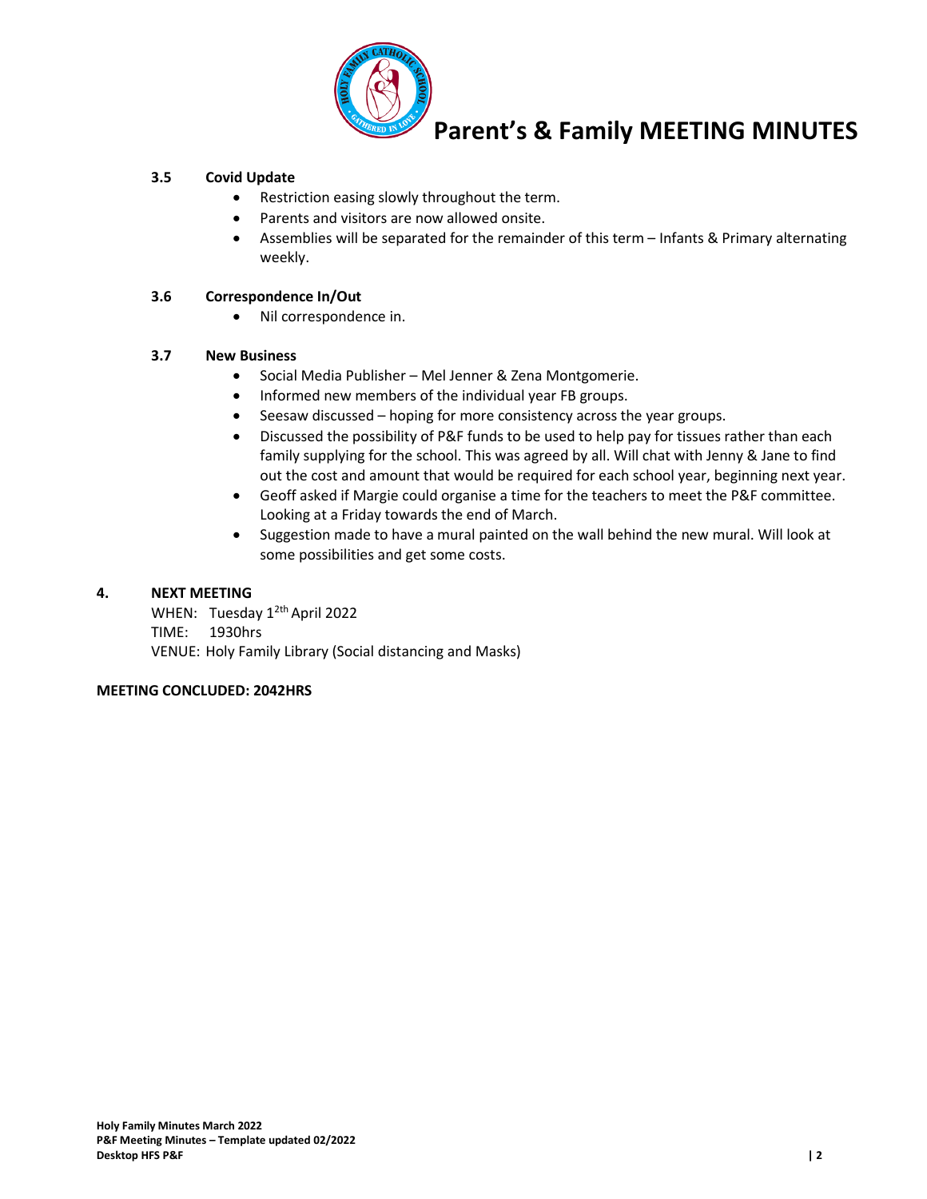### 3.5 Covid Update

- Restriction easing slowly throughout the term.
- Parents and visitors are now allowed onsite.
- Assemblies will be separated for the remainder of this term – Infants & Primary alternating weekly.

### 3.6 Correspondence In/Out

- Nil correspondence in.

### 3.7 New Business

- Social Media Publisher – Mel Jenner & Zena Montgomerie.
- Informed new members of the individual year FB groups.
- Seesaw discussed – hoping for more consistency across the year groups.
- Discussed the possibility of P&F funds to be used to help pay for tissues rather than each family supplying for the school. This was agreed by all. Will chat with Jenny & Jane to find out the cost and amount that would be required for each school year, beginning next year.
- Geoff asked if Margie could organise a time for the teachers to meet the P&F committee. Looking at a Friday towards the end of March.
- Suggestion made to have a mural painted on the wall behind the new mural. Will look at some possibilities and get some costs.

## 4. NEXT MEETING

WHEN: Tuesday 12th April 2022
TIME: 1930hrs
VENUE: Holy Family Library (Social distancing and Masks)

**MEETING CONCLUDED: 2042HRS**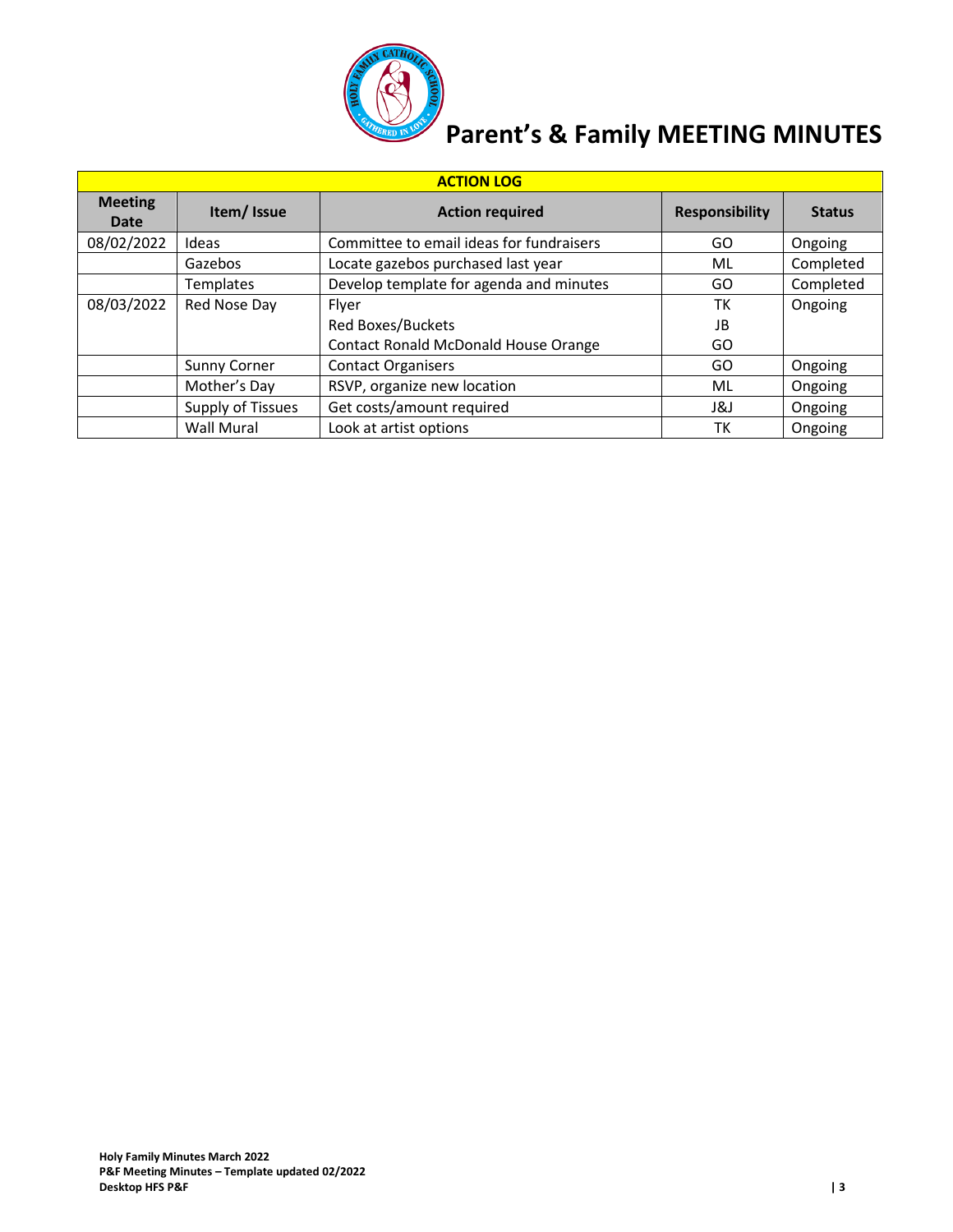# Parent's & Family MEETING MINUTES

| ACTION LOG | | | | |
|---|---|---|---|---|
| **Meeting Date** | **Item/ Issue** | **Action required** | **Responsibility** | **Status** |
| 08/02/2022 | Ideas | Committee to email ideas for fundraisers | GO | Ongoing |
| | Gazebos | Locate gazebos purchased last year | ML | Completed |
| | Templates | Develop template for agenda and minutes | GO | Completed |
| 08/03/2022 | Red Nose Day | Flyer<br>Red Boxes/Buckets<br>Contact Ronald McDonald House Orange | TK<br>JB<br>GO | Ongoing |
| | Sunny Corner | Contact Organisers | GO | Ongoing |
| | Mother's Day | RSVP, organize new location | ML | Ongoing |
| | Supply of Tissues | Get costs/amount required | J&J | Ongoing |
| | Wall Mural | Look at artist options | TK | Ongoing |

**Holy Family Minutes March 2022**
**P&F Meeting Minutes – Template updated 02/2022**
**Desktop HFS P&F**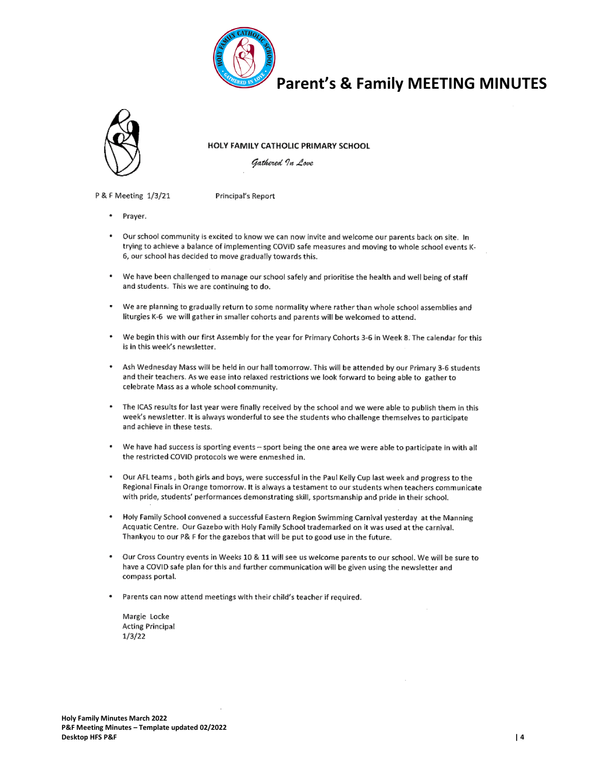# Parent's & Family MEETING MINUTES

HOLY FAMILY CATHOLIC PRIMARY SCHOOL

*Gathered In Love*

P & F Meeting 1/3/21 Principal's Report

- Prayer.
- Our school community is excited to know we can now invite and welcome our parents back on site. In trying to achieve a balance of implementing COVID safe measures and moving to whole school events K-6, our school has decided to move gradually towards this.
- We have been challenged to manage our school safely and prioritise the health and well being of staff and students. This we are continuing to do.
- We are planning to gradually return to some normality where rather than whole school assemblies and liturgies K-6 we will gather in smaller cohorts and parents will be welcomed to attend.
- We begin this with our first Assembly for the year for Primary Cohorts 3-6 in Week 8. The calendar for this is in this week's newsletter.
- Ash Wednesday Mass will be held in our hall tomorrow. This will be attended by our Primary 3-6 students and their teachers. As we ease into relaxed restrictions we look forward to being able to gather to celebrate Mass as a whole school community.
- The ICAS results for last year were finally received by the school and we were able to publish them in this week's newsletter. It is always wonderful to see the students who challenge themselves to participate and achieve in these tests.
- We have had success is sporting events – sport being the one area we were able to participate in with all the restricted COVID protocols we were enmeshed in.
- Our AFL teams , both girls and boys, were successful in the Paul Kelly Cup last week and progress to the Regional Finals in Orange tomorrow. It is always a testament to our students when teachers communicate with pride, students' performances demonstrating skill, sportsmanship and pride in their school.
- Holy Family School convened a successful Eastern Region Swimming Carnival yesterday at the Manning Acquatic Centre. Our Gazebo with Holy Family School trademarked on it was used at the carnival. Thankyou to our P& F for the gazebos that will be put to good use in the future.
- Our Cross Country events in Weeks 10 & 11 will see us welcome parents to our school. We will be sure to have a COVID safe plan for this and further communication will be given using the newsletter and compass portal.
- Parents can now attend meetings with their child's teacher if required.

Margie Locke
Acting Principal
1/3/22